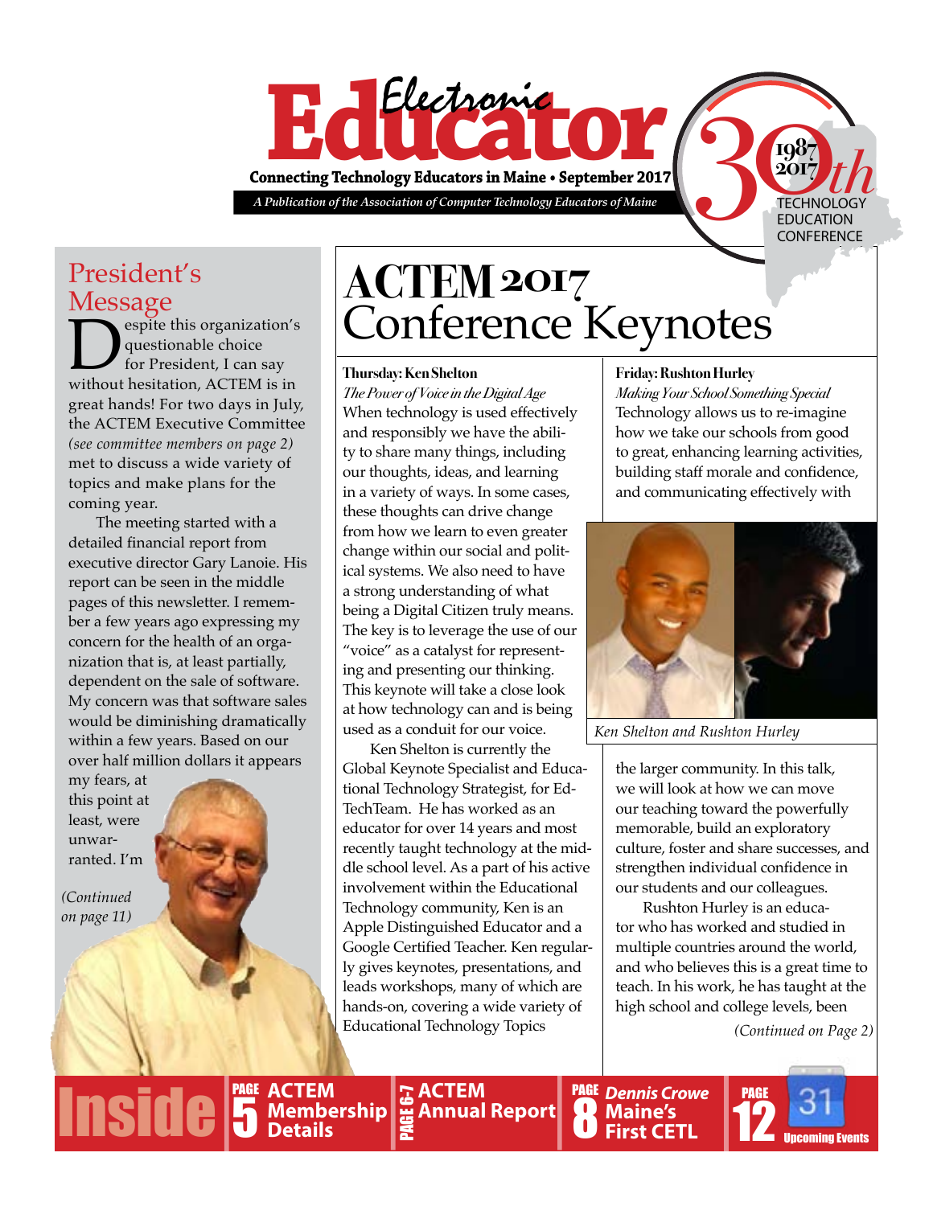# Electronic Educator

**Connecting Technology Educators in Maine • September 2017**

*A Publication of the Association of Computer Technology Educators of Maine*

30th 1987–2017 TECHNOLOGY EDUCATION CONFERENCE

## President's Message

Despite this organization's questionable choice for President, I can say without hesitation, ACTEM is in great hands! For two days in July, the ACTEM Executive Committee *(see committee members on page 2)* met to discuss a wide variety of topics and make plans for the coming year.

The meeting started with a detailed financial report from executive director Gary Lanoie. His report can be seen in the middle pages of this newsletter. I remember a few years ago expressing my concern for the health of an organization that is, at least partially, dependent on the sale of software. My concern was that software sales would be diminishing dramatically within a few years. Based on our over half million dollars it appears my fears, at this point at least, were unwarranted. I'm

*(Continued on page 11)*

# ACTEM 2017 Conference Keynotes

**Thursday: Ken Shelton**

*The Power of Voice in the Digital Age*

When technology is used effectively and responsibly we have the ability to share many things, including our thoughts, ideas, and learning in a variety of ways. In some cases, these thoughts can drive change from how we learn to even greater change within our social and political systems. We also need to have a strong understanding of what being a Digital Citizen truly means. The key is to leverage the use of our "voice" as a catalyst for representing and presenting our thinking. This keynote will take a close look at how technology can and is being used as a conduit for our voice.

Ken Shelton is currently the Global Keynote Specialist and Educational Technology Strategist, for EdTechTeam. He has worked as an educator for over 14 years and most recently taught technology at the middle school level. As a part of his active involvement within the Educational Technology community, Ken is an Apple Distinguished Educator and a Google Certified Teacher. Ken regularly gives keynotes, presentations, and leads workshops, many of which are hands-on, covering a wide variety of Educational Technology Topics

**Friday: Rushton Hurley**

*Making Your School Something Special*

Technology allows us to re-imagine how we take our schools from good to great, enhancing learning activities, building staff morale and confidence, and communicating effectively with the larger community. In this talk, we will look at how we can move our teaching toward the powerfully memorable, build an exploratory culture, foster and share successes, and strengthen individual confidence in our students and our colleagues.

Rushton Hurley is an educator who has worked and studied in multiple countries around the world, and who believes this is a great time to teach. In his work, he has taught at the high school and college levels, been

*(Continued on Page 2)*

*Ken Shelton and Rushton Hurley*

**Inside**

- PAGE 5 — ACTEM Membership Details
- PAGE 6-7 — ACTEM Annual Report
- PAGE 8 — *Dennis Crowe* Maine's First CETL
- PAGE 12 — Upcoming Events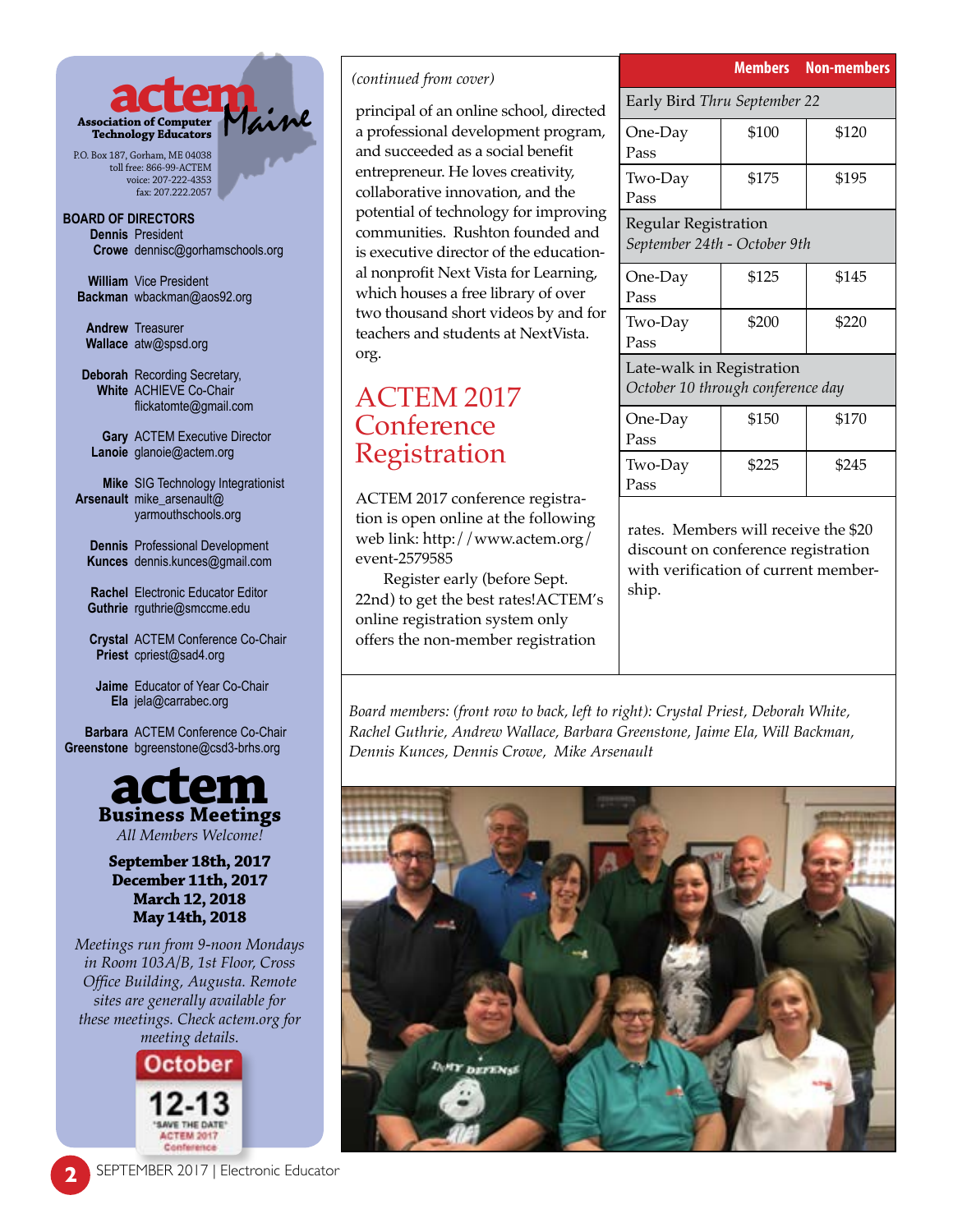# actem Maine

**Association of Computer Technology Educators**

P.O. Box 187, Gorham, ME 04038
toll free: 866-99-ACTEM
voice: 207-222-4353
fax: 207.222.2057

## BOARD OF DIRECTORS

**Dennis Crowe** President
dennisc@gorhamschools.org

**William Backman** Vice President
wbackman@aos92.org

**Andrew Wallace** Treasurer
atw@spsd.org

**Deborah White** Recording Secretary, ACHIEVE Co-Chair
flickatomte@gmail.com

**Gary Lanoie** ACTEM Executive Director
glanoie@actem.org

**Mike Arsenault** SIG Technology Integrationist
mike_arsenault@yarmouthschools.org

**Dennis Kunces** Professional Development
dennis.kunces@gmail.com

**Rachel Guthrie** Electronic Educator Editor
rguthrie@smccme.edu

**Crystal Priest** ACTEM Conference Co-Chair
cpriest@sad4.org

**Jaime Ela** Educator of Year Co-Chair
jela@carrabec.org

**Barbara Greenstone** ACTEM Conference Co-Chair
bgreenstone@csd3-brhs.org

## actem Business Meetings

*All Members Welcome!*

**September 18th, 2017**
**December 11th, 2017**
**March 12, 2018**
**May 14th, 2018**

*Meetings run from 9-noon Mondays in Room 103A/B, 1st Floor, Cross Office Building, Augusta. Remote sites are generally available for these meetings. Check actem.org for meeting details.*

October 12-13 "SAVE THE DATE" ACTEM 2017 Conference

*(continued from cover)*

principal of an online school, directed a professional development program, and succeeded as a social benefit entrepreneur. He loves creativity, collaborative innovation, and the potential of technology for improving communities. Rushton founded and is executive director of the educational nonprofit Next Vista for Learning, which houses a free library of over two thousand short videos by and for teachers and students at NextVista.org.

## ACTEM 2017 Conference Registration

ACTEM 2017 conference registration is open online at the following web link: http://www.actem.org/event-2579585

Register early (before Sept. 22nd) to get the best rates! ACTEM's online registration system only offers the non-member registration rates. Members will receive the $20 discount on conference registration with verification of current membership.

| | Members | Non-members |
|---|---|---|
| **Early Bird** *Thru September 22* | | |
| One-Day Pass | $100 | $120 |
| Two-Day Pass | $175 | $195 |
| **Regular Registration** *September 24th - October 9th* | | |
| One-Day Pass | $125 | $145 |
| Two-Day Pass | $200 | $220 |
| **Late-walk in Registration** *October 10 through conference day* | | |
| One-Day Pass | $150 | $170 |
| Two-Day Pass | $225 | $245 |

*Board members: (front row to back, left to right): Crystal Priest, Deborah White, Rachel Guthrie, Andrew Wallace, Barbara Greenstone, Jaime Ela, Will Backman, Dennis Kunces, Dennis Crowe, Mike Arsenault*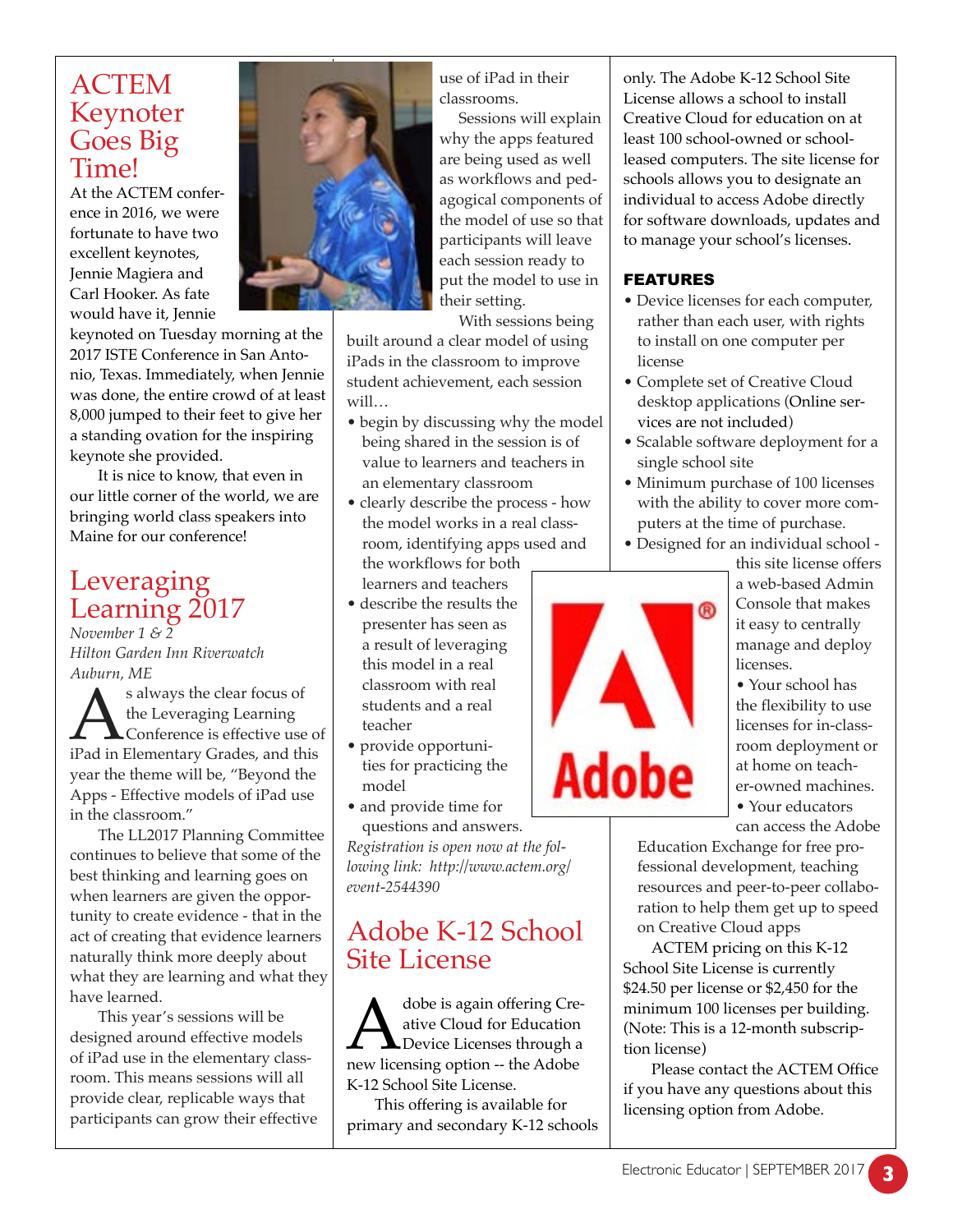# ACTEM Keynoter Goes Big Time!

At the ACTEM conference in 2016, we were fortunate to have two excellent keynotes, Jennie Magiera and Carl Hooker. As fate would have it, Jennie keynoted on Tuesday morning at the 2017 ISTE Conference in San Antonio, Texas. Immediately, when Jennie was done, the entire crowd of at least 8,000 jumped to their feet to give her a standing ovation for the inspiring keynote she provided.

It is nice to know, that even in our little corner of the world, we are bringing world class speakers into Maine for our conference!

# Leveraging Learning 2017

*November 1 & 2*
*Hilton Garden Inn Riverwatch*
*Auburn, ME*

As always the clear focus of the Leveraging Learning Conference is effective use of iPad in Elementary Grades, and this year the theme will be, "Beyond the Apps - Effective models of iPad use in the classroom."

The LL2017 Planning Committee continues to believe that some of the best thinking and learning goes on when learners are given the opportunity to create evidence - that in the act of creating that evidence learners naturally think more deeply about what they are learning and what they have learned.

This year's sessions will be designed around effective models of iPad use in the elementary classroom. This means sessions will all provide clear, replicable ways that participants can grow their effective use of iPad in their classrooms.

Sessions will explain why the apps featured are being used as well as workflows and pedagogical components of the model of use so that participants will leave each session ready to put the model to use in their setting.

With sessions being built around a clear model of using iPads in the classroom to improve student achievement, each session will…

- begin by discussing why the model being shared in the session is of value to learners and teachers in an elementary classroom
- clearly describe the process - how the model works in a real classroom, identifying apps used and the workflows for both learners and teachers
- describe the results the presenter has seen as a result of leveraging this model in a real classroom with real students and a real teacher
- provide opportunities for practicing the model
- and provide time for questions and answers.

*Registration is open now at the following link: http://www.actem.org/event-2544390*

# Adobe K-12 School Site License

Adobe is again offering Creative Cloud for Education Device Licenses through a new licensing option -- the Adobe K-12 School Site License.

This offering is available for primary and secondary K-12 schools only. The Adobe K-12 School Site License allows a school to install Creative Cloud for education on at least 100 school-owned or school-leased computers. The site license for schools allows you to designate an individual to access Adobe directly for software downloads, updates and to manage your school's licenses.

## FEATURES

- Device licenses for each computer, rather than each user, with rights to install on one computer per license
- Complete set of Creative Cloud desktop applications (Online services are not included)
- Scalable software deployment for a single school site
- Minimum purchase of 100 licenses with the ability to cover more computers at the time of purchase.
- Designed for an individual school - this site license offers a web-based Admin Console that makes it easy to centrally manage and deploy licenses.
- Your school has the flexibility to use licenses for in-classroom deployment or at home on teacher-owned machines.
- Your educators can access the Adobe Education Exchange for free professional development, teaching resources and peer-to-peer collaboration to help them get up to speed on Creative Cloud apps

ACTEM pricing on this K-12 School Site License is currently $24.50 per license or $2,450 for the minimum 100 licenses per building. (Note: This is a 12-month subscription license)

Please contact the ACTEM Office if you have any questions about this licensing option from Adobe.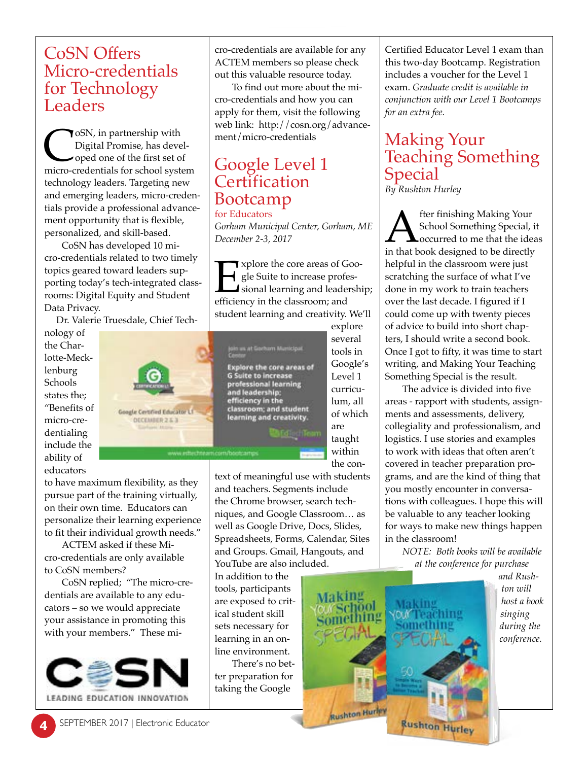# CoSN Offers Micro-credentials for Technology Leaders

CoSN, in partnership with Digital Promise, has developed one of the first set of micro-credentials for school system technology leaders. Targeting new and emerging leaders, micro-credentials provide a professional advancement opportunity that is flexible, personalized, and skill-based.

CoSN has developed 10 micro-credentials related to two timely topics geared toward leaders supporting today's tech-integrated classrooms: Digital Equity and Student Data Privacy.

Dr. Valerie Truesdale, Chief Technology of the Charlotte-Mecklenburg Schools states the; "Benefits of micro-credentialing include the ability of educators to have maximum flexibility, as they pursue part of the training virtually, on their own time. Educators can personalize their learning experience to fit their individual growth needs."

ACTEM asked if these Micro-credentials are only available to CoSN members?

CoSN replied; "The micro-credentials are available to any educators – so we would appreciate your assistance in promoting this with your members." These micro-credentials are available for any ACTEM members so please check out this valuable resource today.

To find out more about the micro-credentials and how you can apply for them, visit the following web link: http://cosn.org/advancement/micro-credentials

# Google Level 1 Certification Bootcamp

for Educators

*Gorham Municipal Center, Gorham, ME*
*December 2-3, 2017*

Explore the core areas of Google Suite to increase professional learning and leadership; efficiency in the classroom; and student learning and creativity. We'll explore several tools in Google's Level 1 curriculum, all of which are taught within the context of meaningful use with students and teachers. Segments include the Chrome browser, search techniques, and Google Classroom… as well as Google Drive, Docs, Slides, Spreadsheets, Forms, Calendar, Sites and Groups. Gmail, Hangouts, and YouTube are also included.

In addition to the tools, participants are exposed to critical student skill sets necessary for learning in an online environment.

There's no better preparation for taking the Google Certified Educator Level 1 exam than this two-day Bootcamp. Registration includes a voucher for the Level 1 exam. *Graduate credit is available in conjunction with our Level 1 Bootcamps for an extra fee.*

# Making Your Teaching Something Special

*By Rushton Hurley*

After finishing Making Your School Something Special, it occurred to me that the ideas in that book designed to be directly helpful in the classroom were just scratching the surface of what I've done in my work to train teachers over the last decade. I figured if I could come up with twenty pieces of advice to build into short chapters, I should write a second book. Once I got to fifty, it was time to start writing, and Making Your Teaching Something Special is the result.

The advice is divided into five areas - rapport with students, assignments and assessments, delivery, collegiality and professionalism, and logistics. I use stories and examples to work with ideas that often aren't covered in teacher preparation programs, and are the kind of thing that you mostly encounter in conversations with colleagues. I hope this will be valuable to any teacher looking for ways to make new things happen in the classroom!

*NOTE: Both books will be available at the conference for purchase and Rushton will host a book singing during the conference.*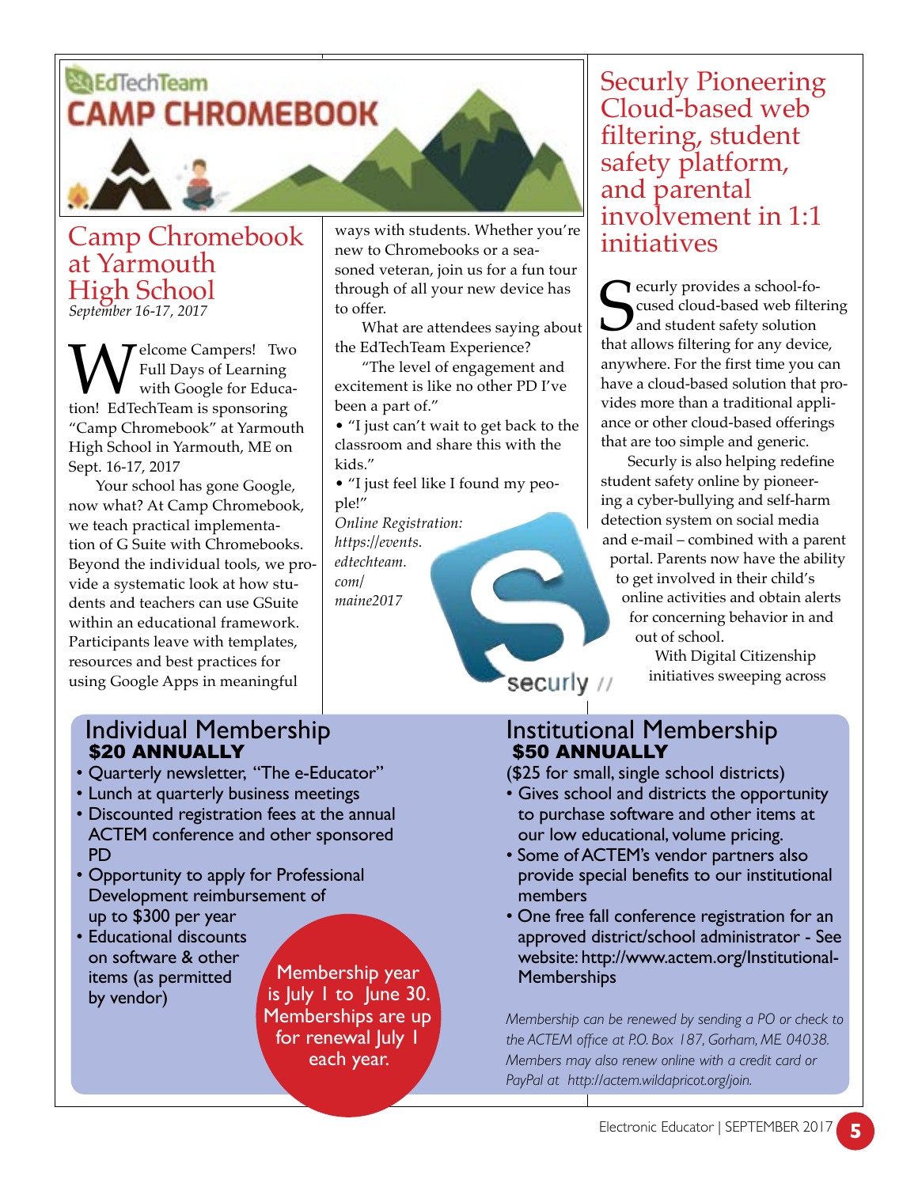## Camp Chromebook at Yarmouth High School

*September 16-17, 2017*

Welcome Campers! Two Full Days of Learning with Google for Education! EdTechTeam is sponsoring "Camp Chromebook" at Yarmouth High School in Yarmouth, ME on Sept. 16-17, 2017

Your school has gone Google, now what? At Camp Chromebook, we teach practical implementation of G Suite with Chromebooks. Beyond the individual tools, we provide a systematic look at how students and teachers can use GSuite within an educational framework. Participants leave with templates, resources and best practices for using Google Apps in meaningful ways with students. Whether you're new to Chromebooks or a seasoned veteran, join us for a fun tour through of all your new device has to offer.

What are attendees saying about the EdTechTeam Experience?

"The level of engagement and excitement is like no other PD I've been a part of."

- "I just can't wait to get back to the classroom and share this with the kids."
- "I just feel like I found my people!"

*Online Registration: https://events.edtechteam.com/maine2017*

## Securly Pioneering Cloud-based web filtering, student safety platform, and parental involvement in 1:1 initiatives

Securly provides a school-focused cloud-based web filtering and student safety solution that allows filtering for any device, anywhere. For the first time you can have a cloud-based solution that provides more than a traditional appliance or other cloud-based offerings that are too simple and generic.

Securly is also helping redefine student safety online by pioneering a cyber-bullying and self-harm detection system on social media and e-mail – combined with a parent portal. Parents now have the ability to get involved in their child's online activities and obtain alerts for concerning behavior in and out of school.

With Digital Citizenship initiatives sweeping across

## Individual Membership

**$20 ANNUALLY**

- Quarterly newsletter, "The e-Educator"
- Lunch at quarterly business meetings
- Discounted registration fees at the annual ACTEM conference and other sponsored PD
- Opportunity to apply for Professional Development reimbursement of up to $300 per year
- Educational discounts on software & other items (as permitted by vendor)

Membership year is July 1 to June 30. Memberships are up for renewal July 1 each year.

## Institutional Membership

**$50 ANNUALLY**

($25 for small, single school districts)

- Gives school and districts the opportunity to purchase software and other items at our low educational, volume pricing.
- Some of ACTEM's vendor partners also provide special benefits to our institutional members
- One free fall conference registration for an approved district/school administrator - See website: http://www.actem.org/Institutional-Memberships

*Membership can be renewed by sending a PO or check to the ACTEM office at P.O. Box 187, Gorham, ME 04038. Members may also renew online with a credit card or PayPal at http://actem.wildapricot.org/join.*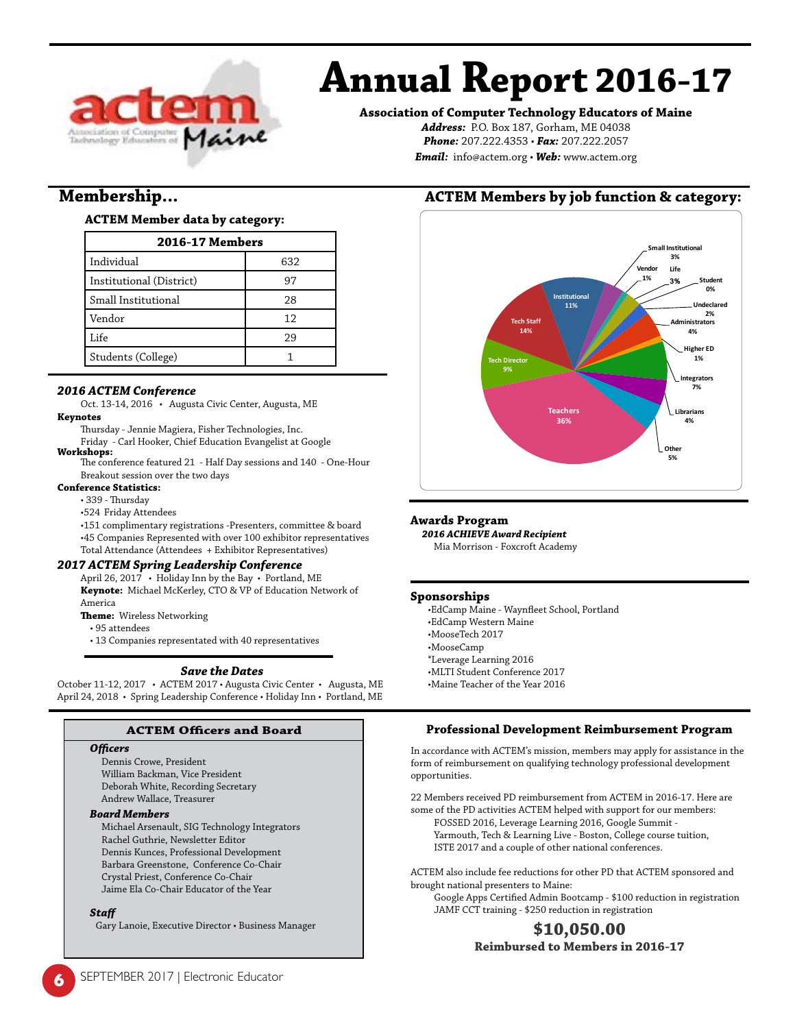# Annual Report 2016-17

**Association of Computer Technology Educators of Maine**

***Address:*** P.O. Box 187, Gorham, ME 04038
***Phone:*** 207.222.4353 • ***Fax:*** 207.222.2057
***Email:*** info@actem.org • ***Web:*** www.actem.org

## Membership...

**ACTEM Member data by category:**

| 2016-17 Members | |
|---|---|
| Individual | 632 |
| Institutional (District) | 97 |
| Small Institutional | 28 |
| Vendor | 12 |
| Life | 29 |
| Students (College) | 1 |

### *2016 ACTEM Conference*

Oct. 13-14, 2016 • Augusta Civic Center, Augusta, ME

**Keynotes**

Thursday - Jennie Magiera, Fisher Technologies, Inc.
Friday - Carl Hooker, Chief Education Evangelist at Google

**Workshops:**

The conference featured 21 - Half Day sessions and 140 - One-Hour Breakout session over the two days

**Conference Statistics:**

- 339 - Thursday
- 524 Friday Attendees
- 151 complimentary registrations -Presenters, committee & board
- 45 Companies Represented with over 100 exhibitor representatives

Total Attendance (Attendees + Exhibitor Representatives)

### *2017 ACTEM Spring Leadership Conference*

April 26, 2017 • Holiday Inn by the Bay • Portland, ME

**Keynote:** Michael McKerley, CTO & VP of Education Network of America

**Theme:** Wireless Networking

- 95 attendees
- 13 Companies represented with 40 representatives

### *Save the Dates*

October 11-12, 2017 • ACTEM 2017 • Augusta Civic Center • Augusta, ME
April 24, 2018 • Spring Leadership Conference • Holiday Inn • Portland, ME

## ACTEM Members by job function & category:

| Category | Percentage |
|---|---|
| Teachers | 36% |
| Tech Staff | 14% |
| Institutional | 11% |
| Tech Director | 9% |
| Integrators | 7% |
| Other | 5% |
| Administrators | 4% |
| Librarians | 4% |
| Small Institutional | 3% |
| Life | 3% |
| Undeclared | 2% |
| Vendor | 1% |
| Higher ED | 1% |
| Student | 0% |

### Awards Program

***2016 ACHIEVE Award Recipient***

Mia Morrison - Foxcroft Academy

### Sponsorships

- EdCamp Maine - Waynfleet School, Portland
- EdCamp Western Maine
- MooseTech 2017
- MooseCamp
- *Leverage Learning 2016
- MLTI Student Conference 2017
- Maine Teacher of the Year 2016

### ACTEM Officers and Board

***Officers***

Dennis Crowe, President
William Backman, Vice President
Deborah White, Recording Secretary
Andrew Wallace, Treasurer

***Board Members***

Michael Arsenault, SIG Technology Integrators
Rachel Guthrie, Newsletter Editor
Dennis Kunces, Professional Development
Barbara Greenstone, Conference Co-Chair
Crystal Priest, Conference Co-Chair
Jaime Ela Co-Chair Educator of the Year

***Staff***

Gary Lanoie, Executive Director • Business Manager

### Professional Development Reimbursement Program

In accordance with ACTEM's mission, members may apply for assistance in the form of reimbursement on qualifying technology professional development opportunities.

22 Members received PD reimbursement from ACTEM in 2016-17. Here are some of the PD activities ACTEM helped with support for our members:

FOSSED 2016, Leverage Learning 2016, Google Summit - Yarmouth, Tech & Learning Live - Boston, College course tuition, ISTE 2017 and a couple of other national conferences.

ACTEM also include fee reductions for other PD that ACTEM sponsored and brought national presenters to Maine:

Google Apps Certified Admin Bootcamp - $100 reduction in registration
JAMF CCT training - $250 reduction in registration

**$10,050.00**
**Reimbursed to Members in 2016-17**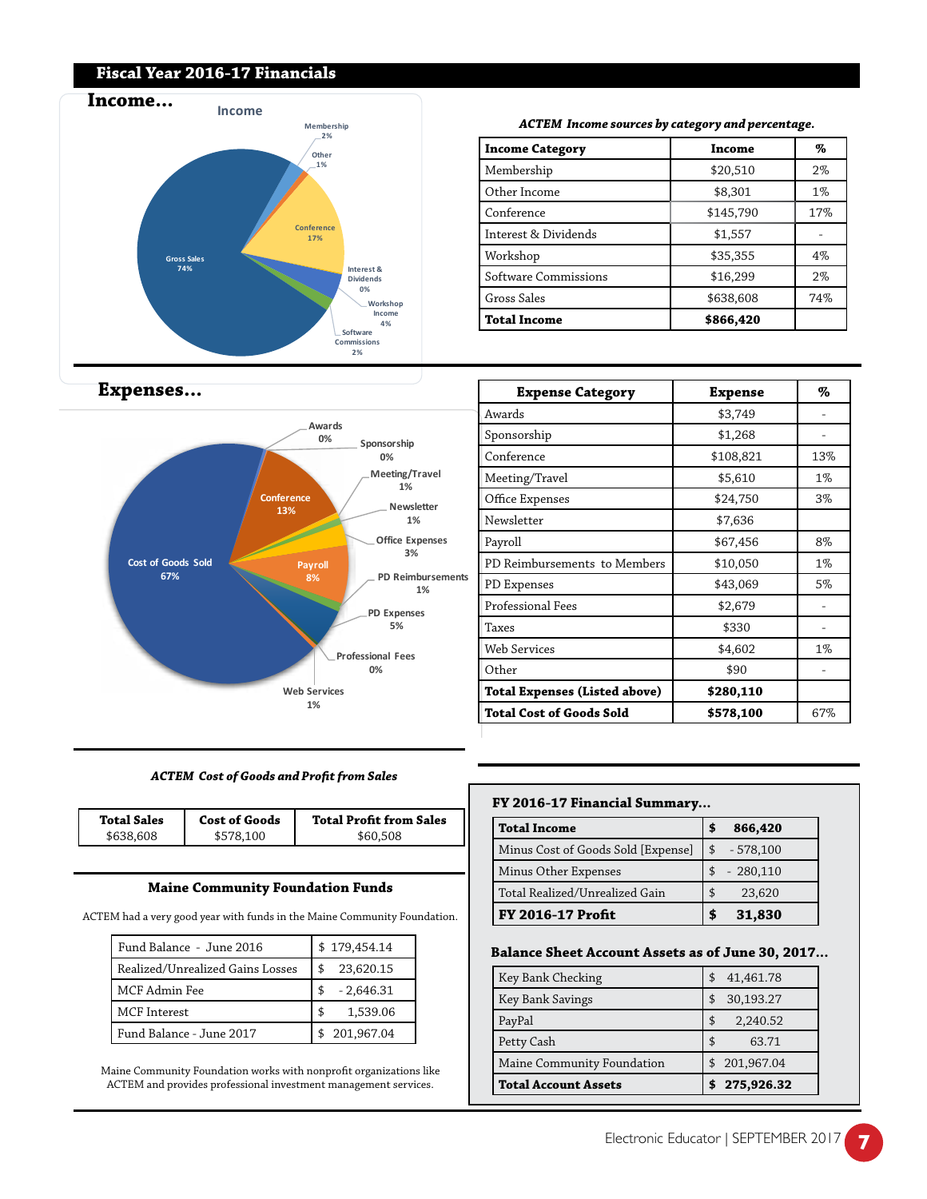# Fiscal Year 2016-17 Financials

## Income...

*ACTEM Income sources by category and percentage.*

| Income Category | Income | % |
|---|---|---|
| Membership | $20,510 | 2% |
| Other Income | $8,301 | 1% |
| Conference | $145,790 | 17% |
| Interest & Dividends | $1,557 | - |
| Workshop | $35,355 | 4% |
| Software Commissions | $16,299 | 2% |
| Gross Sales | $638,608 | 74% |
| **Total Income** | **$866,420** | |

## Expenses...

| Expense Category | Expense | % |
|---|---|---|
| Awards | $3,749 | - |
| Sponsorship | $1,268 | - |
| Conference | $108,821 | 13% |
| Meeting/Travel | $5,610 | 1% |
| Office Expenses | $24,750 | 3% |
| Newsletter | $7,636 | |
| Payroll | $67,456 | 8% |
| PD Reimbursements to Members | $10,050 | 1% |
| PD Expenses | $43,069 | 5% |
| Professional Fees | $2,679 | - |
| Taxes | $330 | - |
| Web Services | $4,602 | 1% |
| Other | $90 | - |
| **Total Expenses (Listed above)** | **$280,110** | |
| **Total Cost of Goods Sold** | **$578,100** | 67% |

*ACTEM Cost of Goods and Profit from Sales*

| Total Sales | Cost of Goods | Total Profit from Sales |
|---|---|---|
| $638,608 | $578,100 | $60,508 |

### Maine Community Foundation Funds

ACTEM had a very good year with funds in the Maine Community Foundation.

| | |
|---|---|
| Fund Balance - June 2016 | $ 179,454.14 |
| Realized/Unrealized Gains Losses | $ 23,620.15 |
| MCF Admin Fee | $ - 2,646.31 |
| MCF Interest | $ 1,539.06 |
| Fund Balance - June 2017 | $ 201,967.04 |

Maine Community Foundation works with nonprofit organizations like ACTEM and provides professional investment management services.

### FY 2016-17 Financial Summary...

| | |
|---|---|
| **Total Income** | **$ 866,420** |
| Minus Cost of Goods Sold [Expense] | $ - 578,100 |
| Minus Other Expenses | $ - 280,110 |
| Total Realized/Unrealized Gain | $ 23,620 |
| **FY 2016-17 Profit** | **$ 31,830** |

### Balance Sheet Account Assets as of June 30, 2017...

| | |
|---|---|
| Key Bank Checking | $ 41,461.78 |
| Key Bank Savings | $ 30,193.27 |
| PayPal | $ 2,240.52 |
| Petty Cash | $ 63.71 |
| Maine Community Foundation | $ 201,967.04 |
| **Total Account Assets** | **$ 275,926.32** |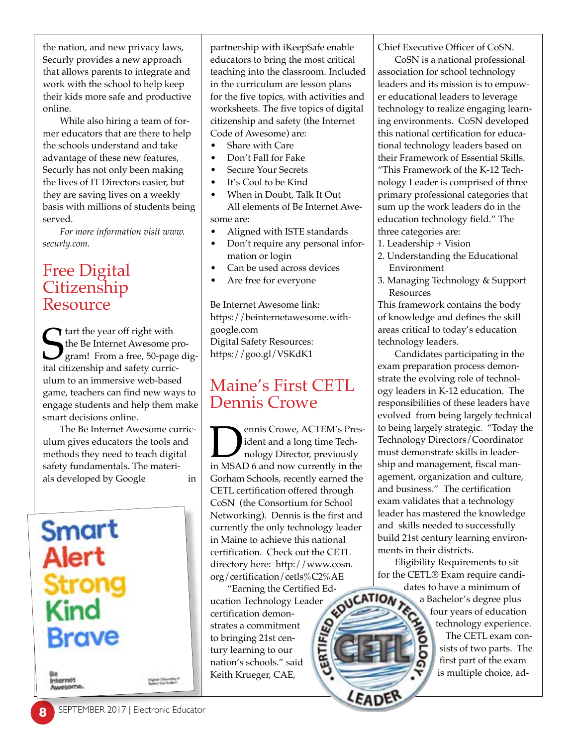the nation, and new privacy laws, Securly provides a new approach that allows parents to integrate and work with the school to help keep their kids more safe and productive online.

While also hiring a team of former educators that are there to help the schools understand and take advantage of these new features, Securly has not only been making the lives of IT Directors easier, but they are saving lives on a weekly basis with millions of students being served.

*For more information visit www.securly.com.*

## Free Digital Citizenship Resource

Start the year off right with the Be Internet Awesome program! From a free, 50-page digital citizenship and safety curriculum to an immersive web-based game, teachers can find new ways to engage students and help them make smart decisions online.

The Be Internet Awesome curriculum gives educators the tools and methods they need to teach digital safety fundamentals. The materials developed by Google in partnership with iKeepSafe enable educators to bring the most critical teaching into the classroom. Included in the curriculum are lesson plans for the five topics, with activities and worksheets. The five topics of digital citizenship and safety (the Internet Code of Awesome) are:

- Share with Care
- Don't Fall for Fake
- Secure Your Secrets
- It's Cool to be Kind
- When in Doubt, Talk It Out

All elements of Be Internet Awesome are:

- Aligned with ISTE standards
- Don't require any personal information or login
- Can be used across devices
- Are free for everyone

Be Internet Awesome link: https://beinternetawesome.withgoogle.com
Digital Safety Resources: https://goo.gl/VSKdK1

## Maine's First CETL Dennis Crowe

Dennis Crowe, ACTEM's President and a long time Technology Director, previously in MSAD 6 and now currently in the Gorham Schools, recently earned the CETL certification offered through CoSN (the Consortium for School Networking). Dennis is the first and currently the only technology leader in Maine to achieve this national certification. Check out the CETL directory here: http://www.cosn.org/certification/cetls%C2%AE

"Earning the Certified Education Technology Leader certification demonstrates a commitment to bringing 21st century learning to our nation's schools." said Keith Krueger, CAE, Chief Executive Officer of CoSN.

CoSN is a national professional association for school technology leaders and its mission is to empower educational leaders to leverage technology to realize engaging learning environments. CoSN developed this national certification for educational technology leaders based on their Framework of Essential Skills. "This Framework of the K-12 Technology Leader is comprised of three primary professional categories that sum up the work leaders do in the education technology field." The three categories are:

1. Leadership + Vision
2. Understanding the Educational Environment
3. Managing Technology & Support Resources

This framework contains the body of knowledge and defines the skill areas critical to today's education technology leaders.

Candidates participating in the exam preparation process demonstrate the evolving role of technology leaders in K-12 education. The responsibilities of these leaders have evolved from being largely technical to being largely strategic. "Today the Technology Directors/Coordinator must demonstrate skills in leadership and management, fiscal management, organization and culture, and business." The certification exam validates that a technology leader has mastered the knowledge and skills needed to successfully build 21st century learning environments in their districts.

Eligibility Requirements to sit for the CETL® Exam require candidates to have a minimum of a Bachelor's degree plus four years of education technology experience.

The CETL exam consists of two parts. The first part of the exam is multiple choice, ad-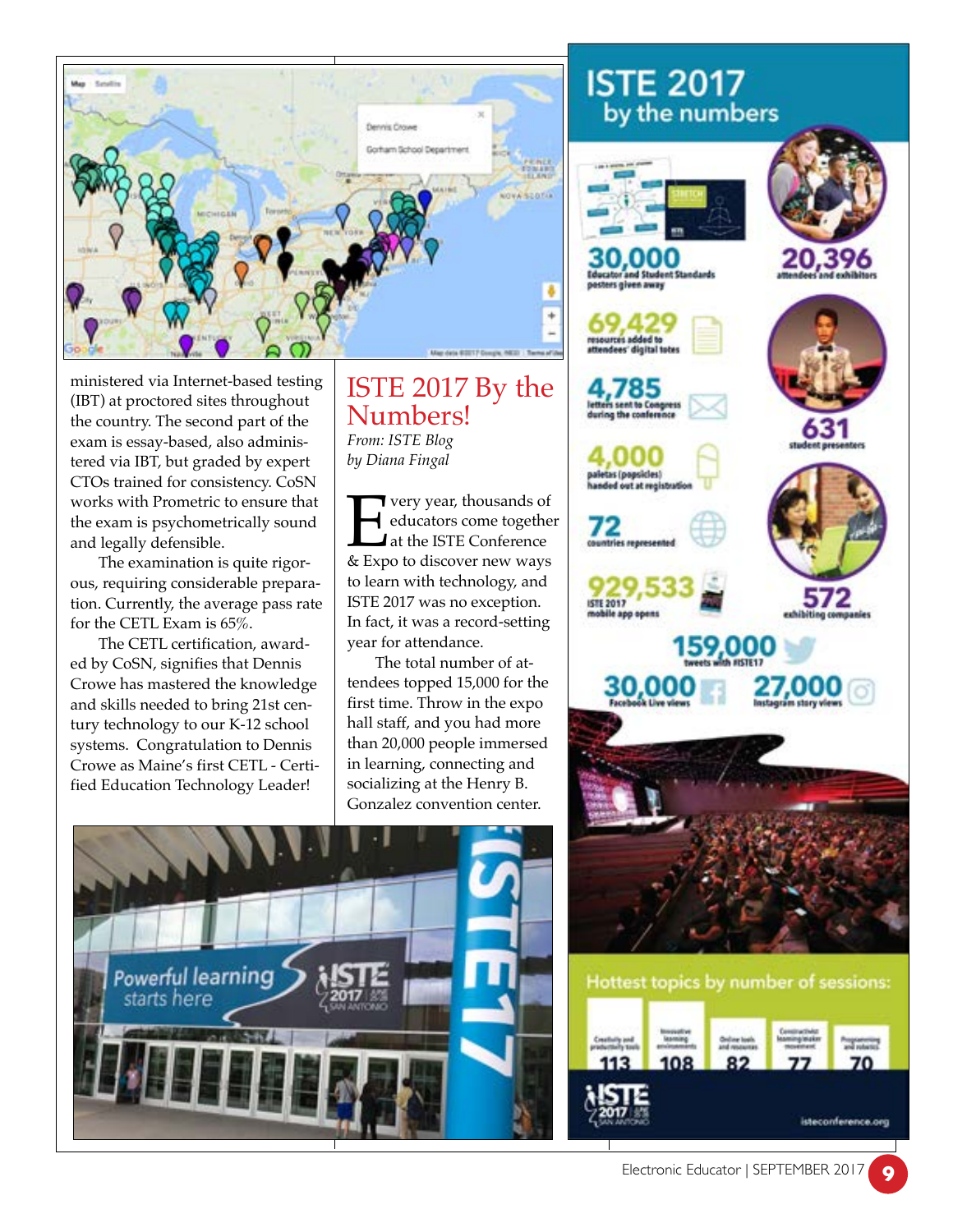ministered via Internet-based testing (IBT) at proctored sites throughout the country. The second part of the exam is essay-based, also administered via IBT, but graded by expert CTOs trained for consistency. CoSN works with Prometric to ensure that the exam is psychometrically sound and legally defensible.

The examination is quite rigorous, requiring considerable preparation. Currently, the average pass rate for the CETL Exam is 65%.

The CETL certification, awarded by CoSN, signifies that Dennis Crowe has mastered the knowledge and skills needed to bring 21st century technology to our K-12 school systems. Congratulation to Dennis Crowe as Maine's first CETL - Certified Education Technology Leader!

# ISTE 2017 By the Numbers!

*From: ISTE Blog*
*by Diana Fingal*

Every year, thousands of educators come together at the ISTE Conference & Expo to discover new ways to learn with technology, and ISTE 2017 was no exception. In fact, it was a record-setting year for attendance.

The total number of attendees topped 15,000 for the first time. Throw in the expo hall staff, and you had more than 20,000 people immersed in learning, connecting and socializing at the Henry B. Gonzalez convention center.

## ISTE 2017 by the numbers

- **30,000** Educator and Student Standards posters given away
- **20,396** attendees and exhibitors
- **69,429** resources added to attendees' digital totes
- **4,785** letters sent to Congress during the conference
- **631** student presenters
- **4,000** paletas (popsicles) handed out at registration
- **72** countries represented
- **929,533** ISTE 2017 mobile app opens
- **572** exhibiting companies
- **159,000** tweets with #ISTE17
- **30,000** Facebook Live views
- **27,000** Instagram story views

**Hottest topics by number of sessions:**

| Creativity and productivity tools | Innovative learning environments | Online tools and resources | Constructivist learning/maker movement | Programming and robotics |
|---|---|---|---|---|
| 113 | 108 | 82 | 77 | 70 |

isteconference.org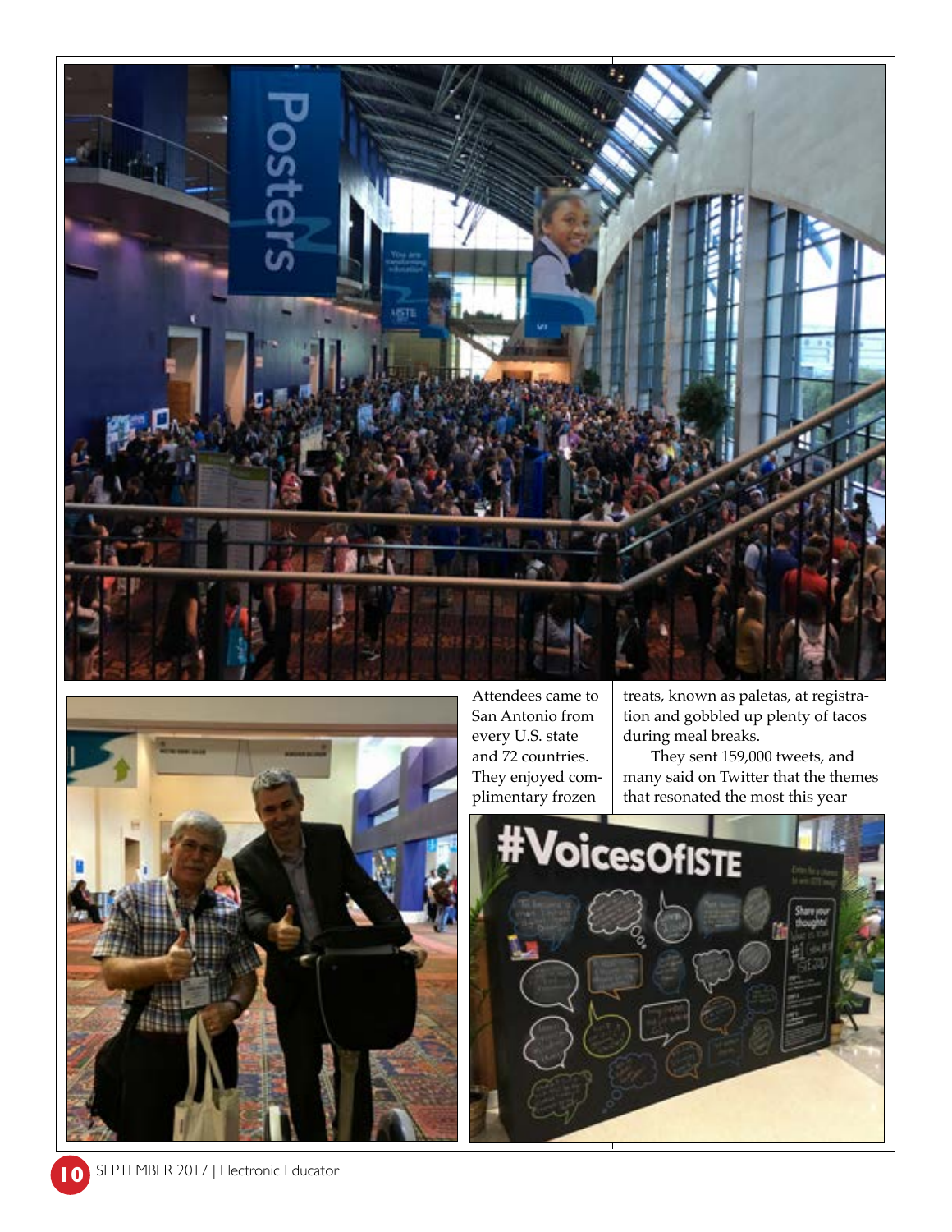Attendees came to San Antonio from every U.S. state and 72 countries. They enjoyed complimentary frozen treats, known as paletas, at registration and gobbled up plenty of tacos during meal breaks.

They sent 159,000 tweets, and many said on Twitter that the themes that resonated the most this year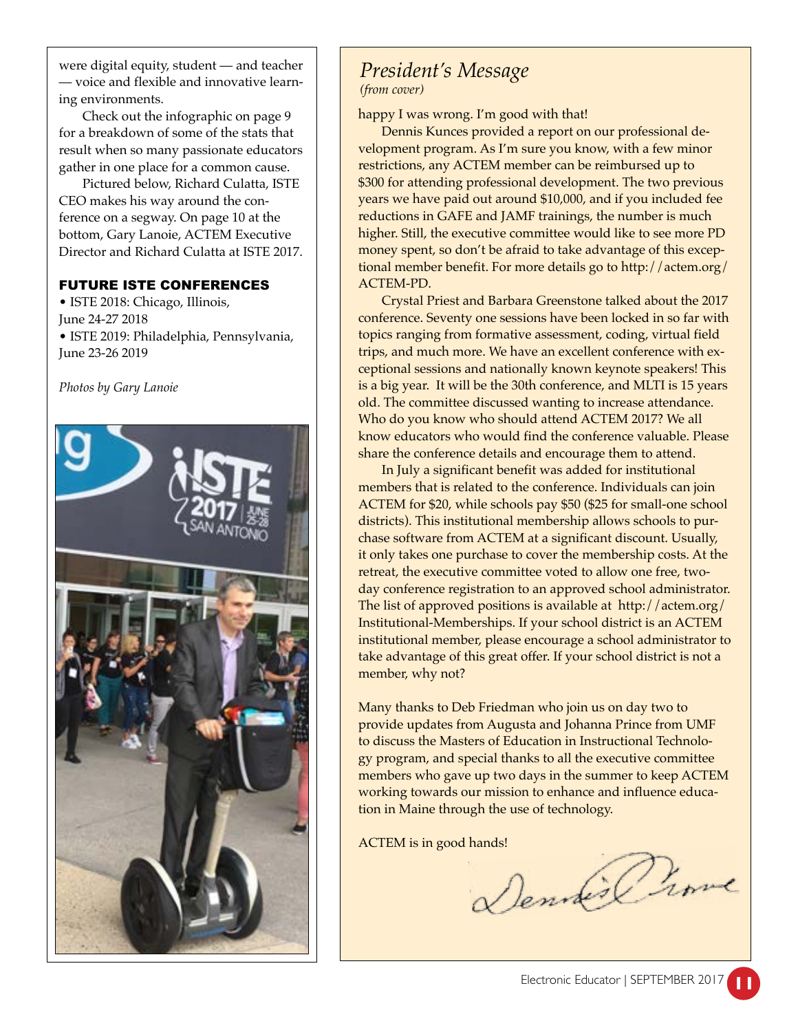were digital equity, student — and teacher — voice and flexible and innovative learning environments.

Check out the infographic on page 9 for a breakdown of some of the stats that result when so many passionate educators gather in one place for a common cause.

Pictured below, Richard Culatta, ISTE CEO makes his way around the conference on a segway. On page 10 at the bottom, Gary Lanoie, ACTEM Executive Director and Richard Culatta at ISTE 2017.

### FUTURE ISTE CONFERENCES

- ISTE 2018: Chicago, Illinois, June 24-27 2018
- ISTE 2019: Philadelphia, Pennsylvania, June 23-26 2019

*Photos by Gary Lanoie*

## *President's Message*

*(from cover)*

happy I was wrong. I'm good with that!

Dennis Kunces provided a report on our professional development program. As I'm sure you know, with a few minor restrictions, any ACTEM member can be reimbursed up to $300 for attending professional development. The two previous years we have paid out around $10,000, and if you included fee reductions in GAFE and JAMF trainings, the number is much higher. Still, the executive committee would like to see more PD money spent, so don't be afraid to take advantage of this exceptional member benefit. For more details go to http://actem.org/ACTEM-PD.

Crystal Priest and Barbara Greenstone talked about the 2017 conference. Seventy one sessions have been locked in so far with topics ranging from formative assessment, coding, virtual field trips, and much more. We have an excellent conference with exceptional sessions and nationally known keynote speakers! This is a big year. It will be the 30th conference, and MLTI is 15 years old. The committee discussed wanting to increase attendance. Who do you know who should attend ACTEM 2017? We all know educators who would find the conference valuable. Please share the conference details and encourage them to attend.

In July a significant benefit was added for institutional members that is related to the conference. Individuals can join ACTEM for $20, while schools pay $50 ($25 for small-one school districts). This institutional membership allows schools to purchase software from ACTEM at a significant discount. Usually, it only takes one purchase to cover the membership costs. At the retreat, the executive committee voted to allow one free, two-day conference registration to an approved school administrator. The list of approved positions is available at http://actem.org/Institutional-Memberships. If your school district is an ACTEM institutional member, please encourage a school administrator to take advantage of this great offer. If your school district is not a member, why not?

Many thanks to Deb Friedman who join us on day two to provide updates from Augusta and Johanna Prince from UMF to discuss the Masters of Education in Instructional Technology program, and special thanks to all the executive committee members who gave up two days in the summer to keep ACTEM working towards our mission to enhance and influence education in Maine through the use of technology.

ACTEM is in good hands!

Dennis Crowe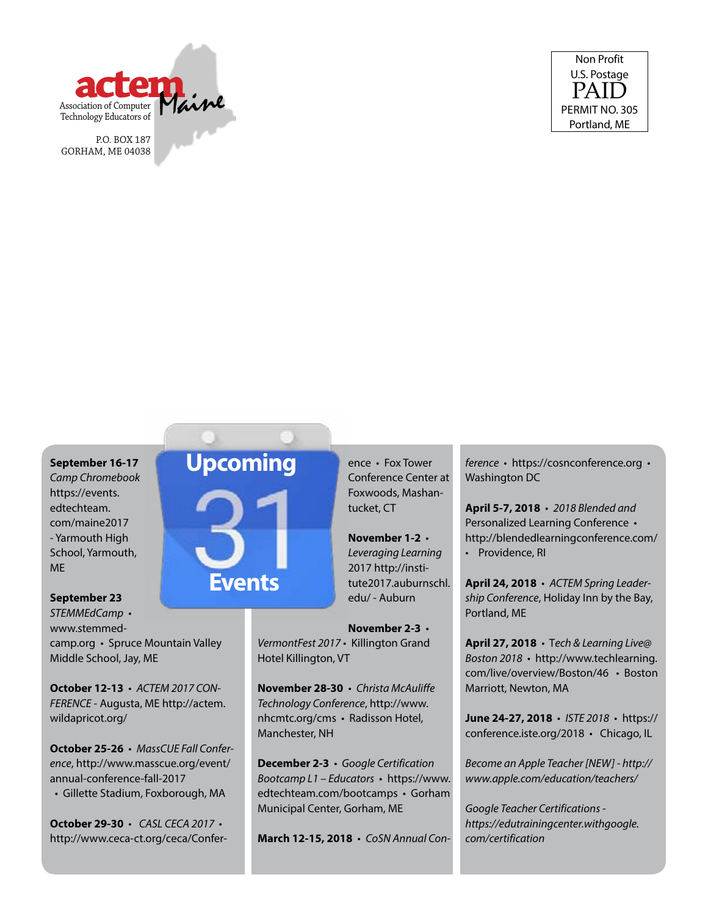actem
Association of Computer Technology Educators of Maine

P.O. BOX 187
GORHAM, ME 04038

Non Profit
U.S. Postage
PAID
PERMIT NO. 305
Portland, ME

## Upcoming 31 Events

**September 16-17**
*Camp Chromebook*
https://events.edtechteam.com/maine2017 - Yarmouth High School, Yarmouth, ME

**September 23**
*STEMMEdCamp* • www.stemmedcamp.org • Spruce Mountain Valley Middle School, Jay, ME

**October 12-13** • *ACTEM 2017 CONFERENCE* - Augusta, ME http://actem.wildapricot.org/

**October 25-26** • *MassCUE Fall Conference*, http://www.masscue.org/event/annual-conference-fall-2017 • Gillette Stadium, Foxborough, MA

**October 29-30** • *CASL CECA 2017* • http://www.ceca-ct.org/ceca/Conference • Fox Tower Conference Center at Foxwoods, Mashantucket, CT

**November 1-2** • *Leveraging Learning* 2017 http://institute2017.auburnschl.edu/ - Auburn

**November 2-3** • *VermontFest 2017* • Killington Grand Hotel Killington, VT

**November 28-30** • *Christa McAuliffe Technology Conference*, http://www.nhcmtc.org/cms • Radisson Hotel, Manchester, NH

**December 2-3** • *Google Certification Bootcamp L1 – Educators* • https://www.edtechteam.com/bootcamps • Gorham Municipal Center, Gorham, ME

**March 12-15, 2018** • *CoSN Annual Conference* • https://cosnconference.org • Washington DC

**April 5-7, 2018** • *2018 Blended and* Personalized Learning Conference • http://blendedlearningconference.com/ • Providence, RI

**April 24, 2018** • *ACTEM Spring Leadership Conference*, Holiday Inn by the Bay, Portland, ME

**April 27, 2018** • *Tech & Learning Live@ Boston 2018* • http://www.techlearning.com/live/overview/Boston/46 • Boston Marriott, Newton, MA

**June 24-27, 2018** • *ISTE 2018* • https://conference.iste.org/2018 • Chicago, IL

*Become an Apple Teacher [NEW] - http://www.apple.com/education/teachers/*

*Google Teacher Certifications - https://edutrainingcenter.withgoogle.com/certification*